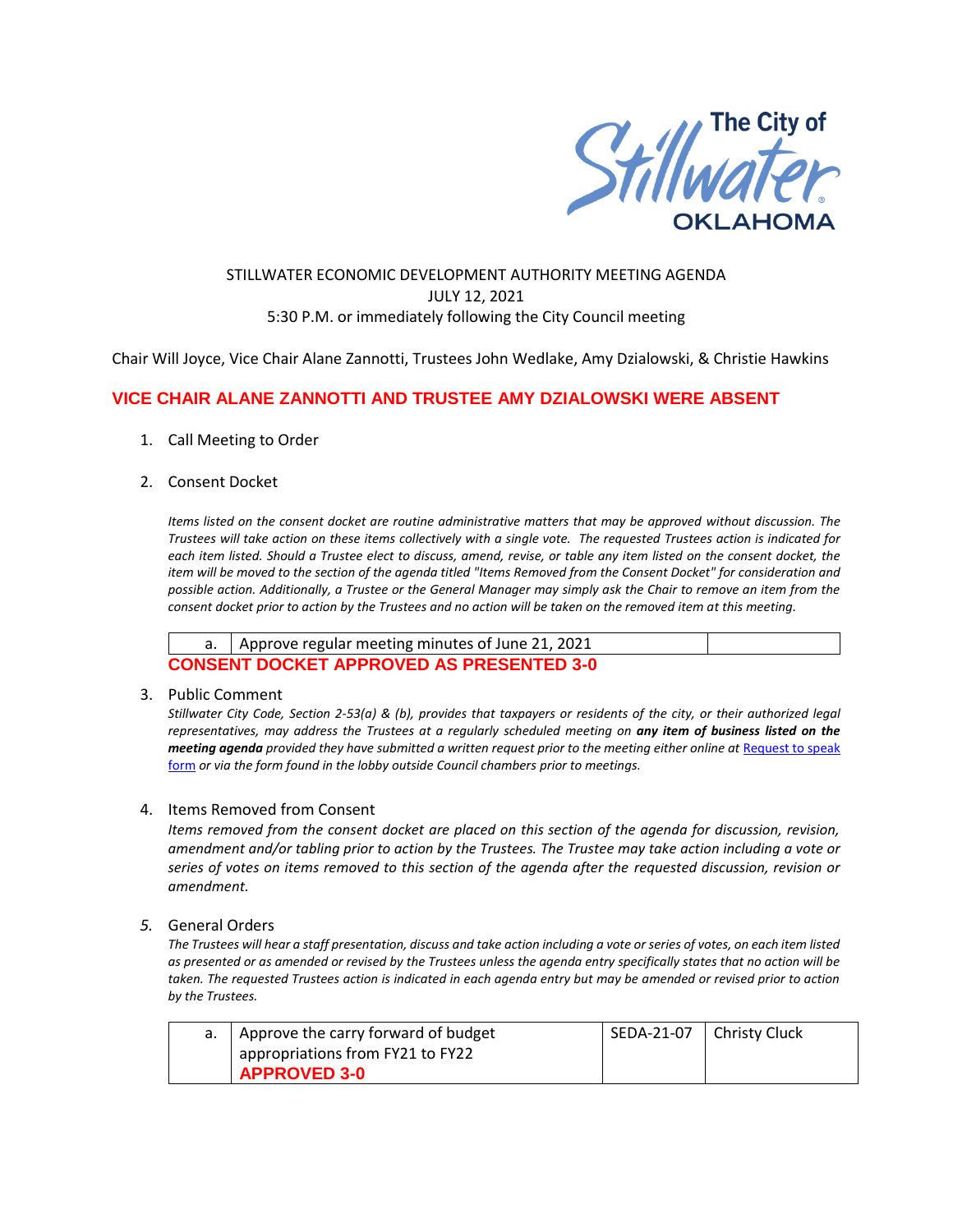The City of Stillwater OKLAHOMA

STILLWATER ECONOMIC DEVELOPMENT AUTHORITY MEETING AGENDA
JULY 12, 2021
5:30 P.M. or immediately following the City Council meeting

Chair Will Joyce, Vice Chair Alane Zannotti, Trustees John Wedlake, Amy Dzialowski, & Christie Hawkins

**VICE CHAIR ALANE ZANNOTTI AND TRUSTEE AMY DZIALOWSKI WERE ABSENT**

1. Call Meeting to Order

2. Consent Docket

*Items listed on the consent docket are routine administrative matters that may be approved without discussion. The Trustees will take action on these items collectively with a single vote. The requested Trustees action is indicated for each item listed. Should a Trustee elect to discuss, amend, revise, or table any item listed on the consent docket, the item will be moved to the section of the agenda titled "Items Removed from the Consent Docket" for consideration and possible action. Additionally, a Trustee or the General Manager may simply ask the Chair to remove an item from the consent docket prior to action by the Trustees and no action will be taken on the removed item at this meeting.*

| a. | Approve regular meeting minutes of June 21, 2021 | |
|---|---|---|

**CONSENT DOCKET APPROVED AS PRESENTED 3-0**

3. Public Comment

*Stillwater City Code, Section 2-53(a) & (b), provides that taxpayers or residents of the city, or their authorized legal representatives, may address the Trustees at a regularly scheduled meeting on **any item of business listed on the meeting agenda** provided they have submitted a written request prior to the meeting either online at [Request to speak form]() or via the form found in the lobby outside Council chambers prior to meetings.*

4. Items Removed from Consent

*Items removed from the consent docket are placed on this section of the agenda for discussion, revision, amendment and/or tabling prior to action by the Trustees. The Trustee may take action including a vote or series of votes on items removed to this section of the agenda after the requested discussion, revision or amendment.*

5. General Orders

*The Trustees will hear a staff presentation, discuss and take action including a vote or series of votes, on each item listed as presented or as amended or revised by the Trustees unless the agenda entry specifically states that no action will be taken. The requested Trustees action is indicated in each agenda entry but may be amended or revised prior to action by the Trustees.*

| a. | Approve the carry forward of budget appropriations from FY21 to FY22 **APPROVED 3-0** | SEDA-21-07 | Christy Cluck |
|---|---|---|---|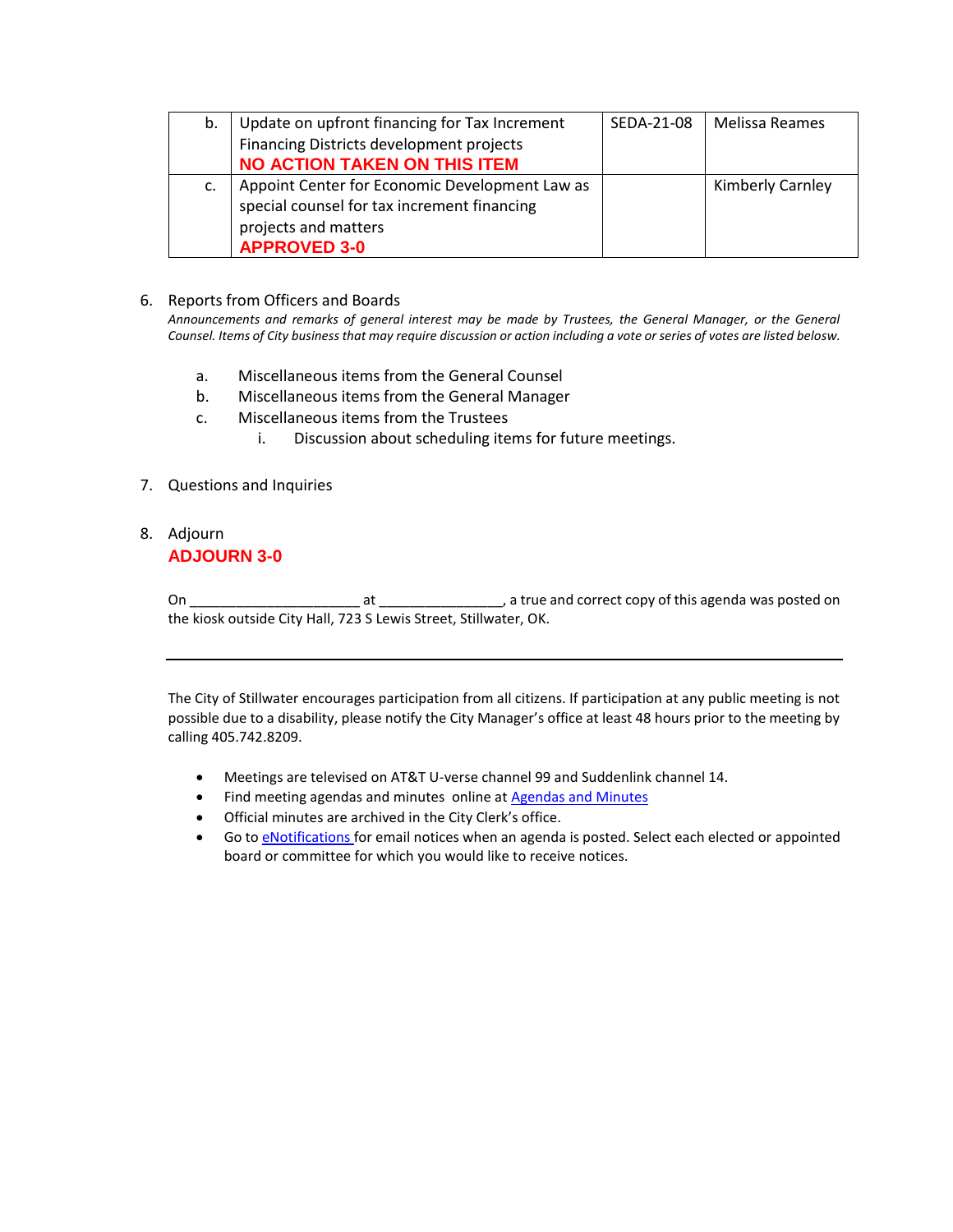| | | | |
|---|---|---|---|
| b. | Update on upfront financing for Tax Increment Financing Districts development projects<br>**NO ACTION TAKEN ON THIS ITEM** | SEDA-21-08 | Melissa Reames |
| c. | Appoint Center for Economic Development Law as special counsel for tax increment financing projects and matters<br>**APPROVED 3-0** | | Kimberly Carnley |

6. Reports from Officers and Boards

*Announcements and remarks of general interest may be made by Trustees, the General Manager, or the General Counsel. Items of City business that may require discussion or action including a vote or series of votes are listed belosw.*

   a. Miscellaneous items from the General Counsel
   b. Miscellaneous items from the General Manager
   c. Miscellaneous items from the Trustees
      i. Discussion about scheduling items for future meetings.

7. Questions and Inquiries

8. Adjourn

**ADJOURN 3-0**

On ______________________ at ________________, a true and correct copy of this agenda was posted on the kiosk outside City Hall, 723 S Lewis Street, Stillwater, OK.

---

The City of Stillwater encourages participation from all citizens. If participation at any public meeting is not possible due to a disability, please notify the City Manager's office at least 48 hours prior to the meeting by calling 405.742.8209.

- Meetings are televised on AT&T U-verse channel 99 and Suddenlink channel 14.
- Find meeting agendas and minutes online at Agendas and Minutes
- Official minutes are archived in the City Clerk's office.
- Go to eNotifications for email notices when an agenda is posted. Select each elected or appointed board or committee for which you would like to receive notices.